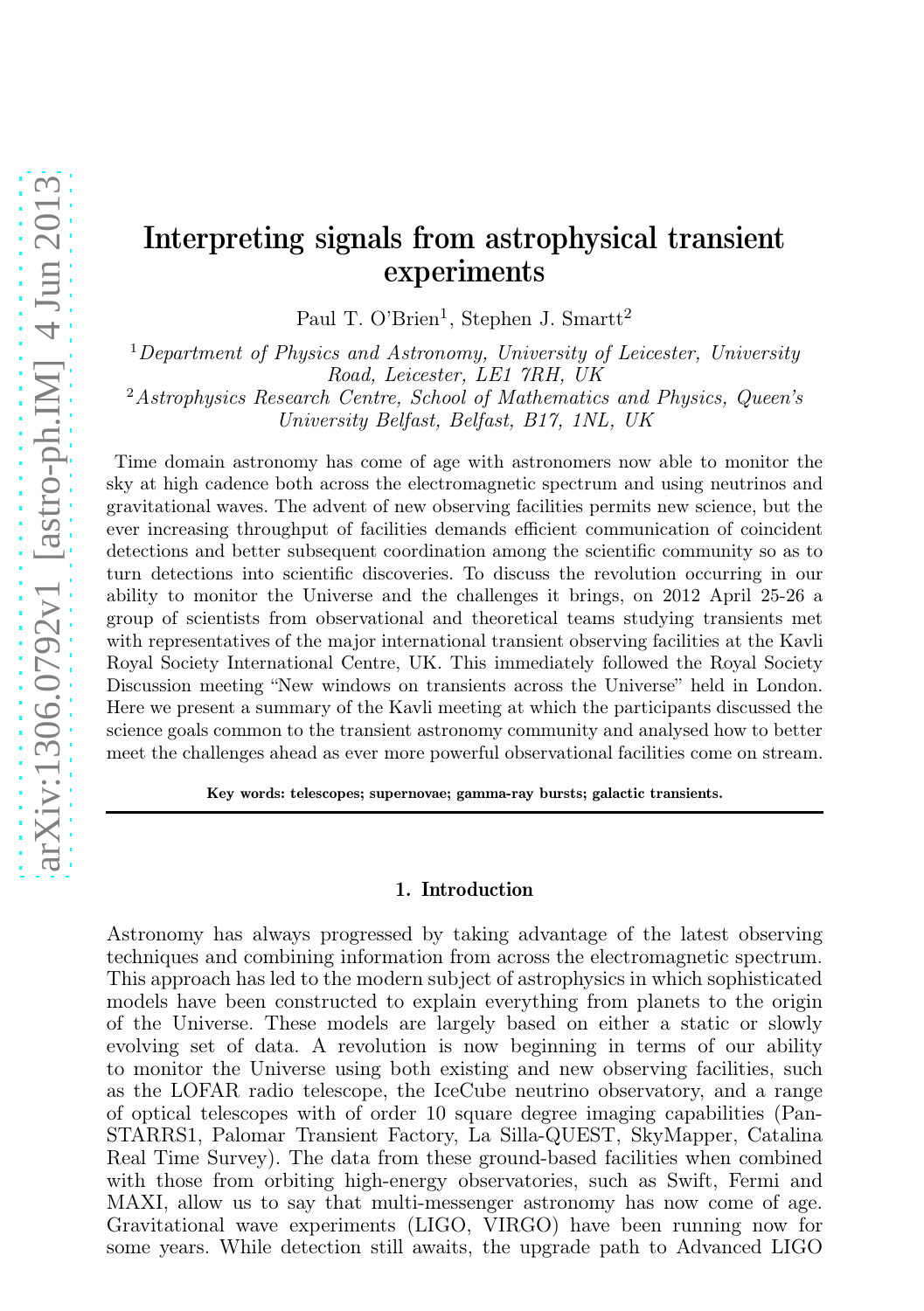# Interpreting signals from astrophysical transient experiments

Paul T. O'Brien[1], Stephen J. Smartt[2]

[1]*Department of Physics and Astronomy, University of Leicester, University Road, Leicester, LE1 7RH, UK*

[2]*Astrophysics Research Centre, School of Mathematics and Physics, Queen's University Belfast, Belfast, B17, 1NL, UK*

Time domain astronomy has come of age with astronomers now able to monitor the sky at high cadence both across the electromagnetic spectrum and using neutrinos and gravitational waves. The advent of new observing facilities permits new science, but the ever increasing throughput of facilities demands efficient communication of coincident detections and better subsequent coordination among the scientific community so as to turn detections into scientific discoveries. To discuss the revolution occurring in our ability to monitor the Universe and the challenges it brings, on 2012 April 25-26 a group of scientists from observational and theoretical teams studying transients met with representatives of the major international transient observing facilities at the Kavli Royal Society International Centre, UK. This immediately followed the Royal Society Discussion meeting "New windows on transients across the Universe" held in London. Here we present a summary of the Kavli meeting at which the participants discussed the science goals common to the transient astronomy community and analysed how to better meet the challenges ahead as ever more powerful observational facilities come on stream.

**Key words: telescopes; supernovae; gamma-ray bursts; galactic transients.**

## 1. Introduction

Astronomy has always progressed by taking advantage of the latest observing techniques and combining information from across the electromagnetic spectrum. This approach has led to the modern subject of astrophysics in which sophisticated models have been constructed to explain everything from planets to the origin of the Universe. These models are largely based on either a static or slowly evolving set of data. A revolution is now beginning in terms of our ability to monitor the Universe using both existing and new observing facilities, such as the LOFAR radio telescope, the IceCube neutrino observatory, and a range of optical telescopes with of order 10 square degree imaging capabilities (Pan-STARRS1, Palomar Transient Factory, La Silla-QUEST, SkyMapper, Catalina Real Time Survey). The data from these ground-based facilities when combined with those from orbiting high-energy observatories, such as Swift, Fermi and MAXI, allow us to say that multi-messenger astronomy has now come of age. Gravitational wave experiments (LIGO, VIRGO) have been running now for some years. While detection still awaits, the upgrade path to Advanced LIGO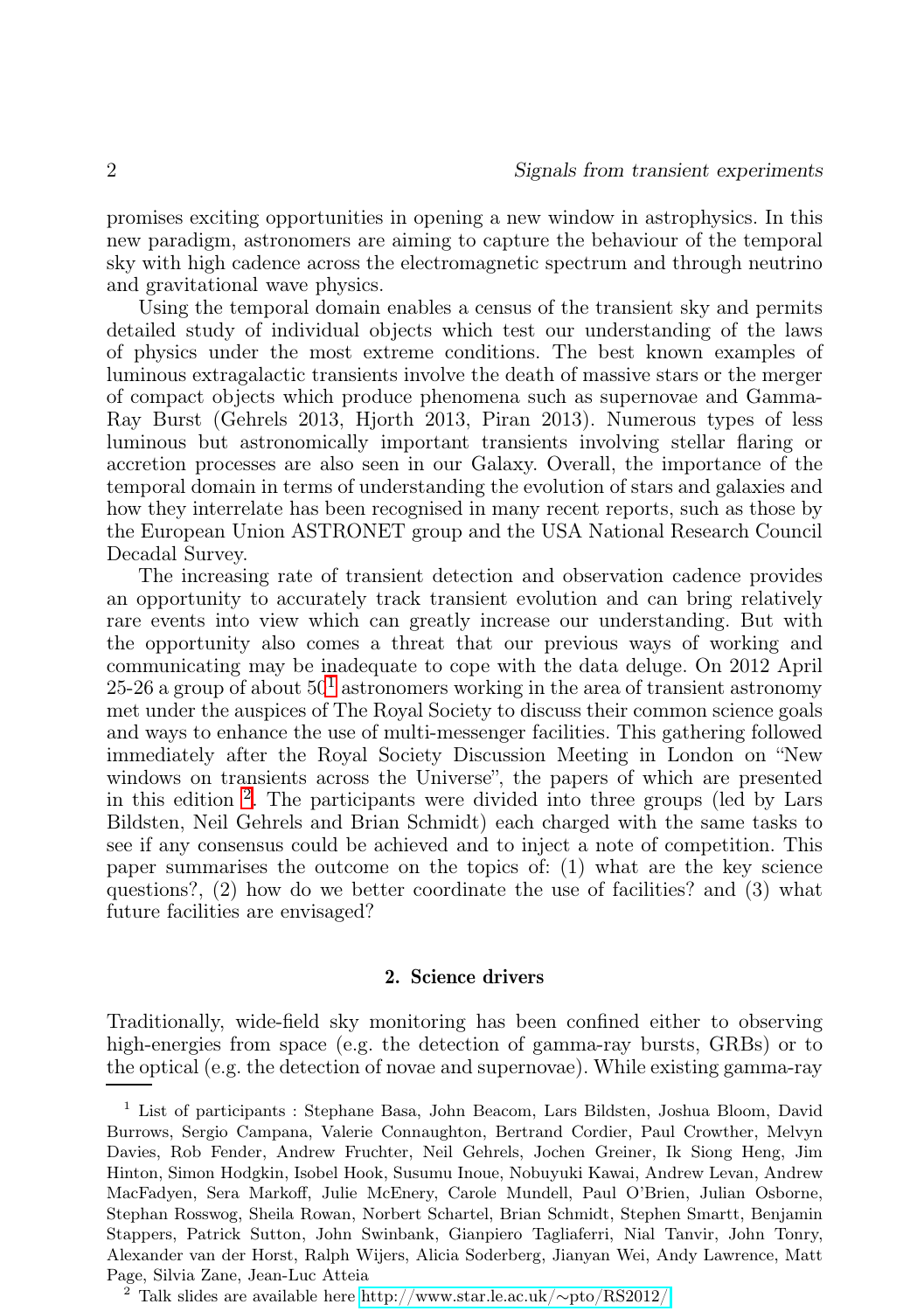promises exciting opportunities in opening a new window in astrophysics. In this new paradigm, astronomers are aiming to capture the behaviour of the temporal sky with high cadence across the electromagnetic spectrum and through neutrino and gravitational wave physics.

Using the temporal domain enables a census of the transient sky and permits detailed study of individual objects which test our understanding of the laws of physics under the most extreme conditions. The best known examples of luminous extragalactic transients involve the death of massive stars or the merger of compact objects which produce phenomena such as supernovae and Gamma-Ray Burst (Gehrels 2013, Hjorth 2013, Piran 2013). Numerous types of less luminous but astronomically important transients involving stellar flaring or accretion processes are also seen in our Galaxy. Overall, the importance of the temporal domain in terms of understanding the evolution of stars and galaxies and how they interrelate has been recognised in many recent reports, such as those by the European Union ASTRONET group and the USA National Research Council Decadal Survey.

The increasing rate of transient detection and observation cadence provides an opportunity to accurately track transient evolution and can bring relatively rare events into view which can greatly increase our understanding. But with the opportunity also comes a threat that our previous ways of working and communicating may be inadequate to cope with the data deluge. On 2012 April 25-26 a group of about 50[1] astronomers working in the area of transient astronomy met under the auspices of The Royal Society to discuss their common science goals and ways to enhance the use of multi-messenger facilities. This gathering followed immediately after the Royal Society Discussion Meeting in London on "New windows on transients across the Universe", the papers of which are presented in this edition [2]. The participants were divided into three groups (led by Lars Bildsten, Neil Gehrels and Brian Schmidt) each charged with the same tasks to see if any consensus could be achieved and to inject a note of competition. This paper summarises the outcome on the topics of: (1) what are the key science questions?, (2) how do we better coordinate the use of facilities? and (3) what future facilities are envisaged?

## 2. Science drivers

Traditionally, wide-field sky monitoring has been confined either to observing high-energies from space (e.g. the detection of gamma-ray bursts, GRBs) or to the optical (e.g. the detection of novae and supernovae). While existing gamma-ray

[1] List of participants : Stephane Basa, John Beacom, Lars Bildsten, Joshua Bloom, David Burrows, Sergio Campana, Valerie Connaughton, Bertrand Cordier, Paul Crowther, Melvyn Davies, Rob Fender, Andrew Fruchter, Neil Gehrels, Jochen Greiner, Ik Siong Heng, Jim Hinton, Simon Hodgkin, Isobel Hook, Susumu Inoue, Nobuyuki Kawai, Andrew Levan, Andrew MacFadyen, Sera Markoff, Julie McEnery, Carole Mundell, Paul O'Brien, Julian Osborne, Stephan Rosswog, Sheila Rowan, Norbert Schartel, Brian Schmidt, Stephen Smartt, Benjamin Stappers, Patrick Sutton, John Swinbank, Gianpiero Tagliaferri, Nial Tanvir, John Tonry, Alexander van der Horst, Ralph Wijers, Alicia Soderberg, Jianyan Wei, Andy Lawrence, Matt Page, Silvia Zane, Jean-Luc Atteia

[2] Talk slides are available here http://www.star.le.ac.uk/∼pto/RS2012/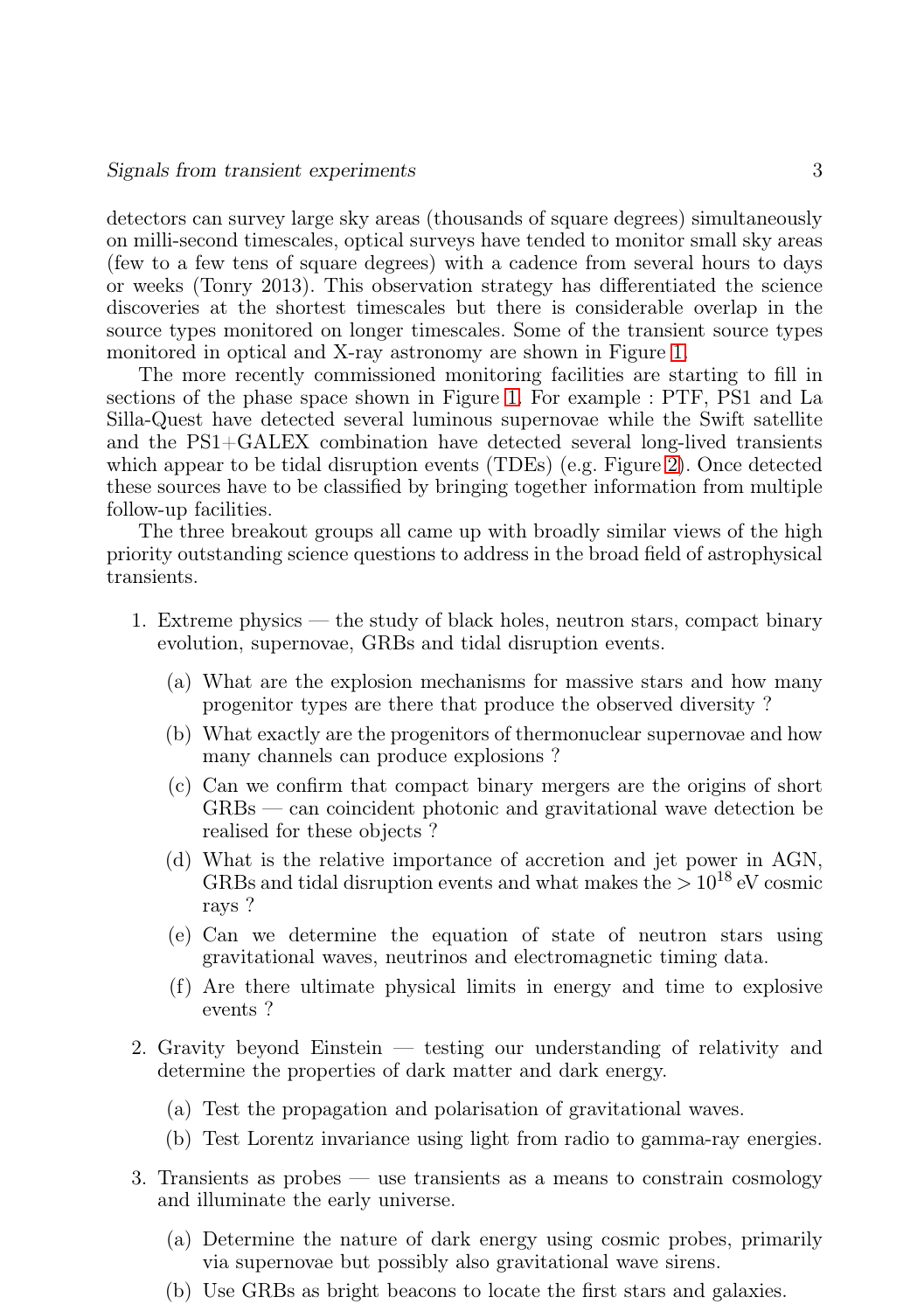detectors can survey large sky areas (thousands of square degrees) simultaneously on milli-second timescales, optical surveys have tended to monitor small sky areas (few to a few tens of square degrees) with a cadence from several hours to days or weeks (Tonry 2013). This observation strategy has differentiated the science discoveries at the shortest timescales but there is considerable overlap in the source types monitored on longer timescales. Some of the transient source types monitored in optical and X-ray astronomy are shown in Figure 1.

The more recently commissioned monitoring facilities are starting to fill in sections of the phase space shown in Figure 1. For example : PTF, PS1 and La Silla-Quest have detected several luminous supernovae while the Swift satellite and the PS1+GALEX combination have detected several long-lived transients which appear to be tidal disruption events (TDEs) (e.g. Figure 2). Once detected these sources have to be classified by bringing together information from multiple follow-up facilities.

The three breakout groups all came up with broadly similar views of the high priority outstanding science questions to address in the broad field of astrophysical transients.

1. Extreme physics — the study of black holes, neutron stars, compact binary evolution, supernovae, GRBs and tidal disruption events.
   - (a) What are the explosion mechanisms for massive stars and how many progenitor types are there that produce the observed diversity ?
   - (b) What exactly are the progenitors of thermonuclear supernovae and how many channels can produce explosions ?
   - (c) Can we confirm that compact binary mergers are the origins of short GRBs — can coincident photonic and gravitational wave detection be realised for these objects ?
   - (d) What is the relative importance of accretion and jet power in AGN, GRBs and tidal disruption events and what makes the $> 10^{18}$ eV cosmic rays ?
   - (e) Can we determine the equation of state of neutron stars using gravitational waves, neutrinos and electromagnetic timing data.
   - (f) Are there ultimate physical limits in energy and time to explosive events ?
2. Gravity beyond Einstein — testing our understanding of relativity and determine the properties of dark matter and dark energy.
   - (a) Test the propagation and polarisation of gravitational waves.
   - (b) Test Lorentz invariance using light from radio to gamma-ray energies.
3. Transients as probes — use transients as a means to constrain cosmology and illuminate the early universe.
   - (a) Determine the nature of dark energy using cosmic probes, primarily via supernovae but possibly also gravitational wave sirens.
   - (b) Use GRBs as bright beacons to locate the first stars and galaxies.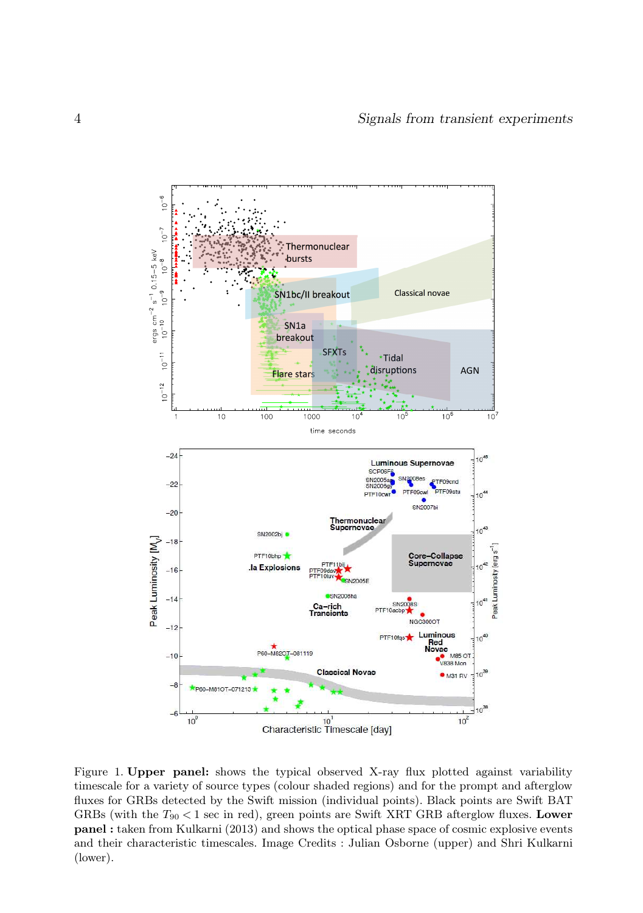Figure 1. **Upper panel:** shows the typical observed X-ray flux plotted against variability timescale for a variety of source types (colour shaded regions) and for the prompt and afterglow fluxes for GRBs detected by the Swift mission (individual points). Black points are Swift BAT GRBs (with the $T_{90} < 1$ sec in red), green points are Swift XRT GRB afterglow fluxes. **Lower panel :** taken from Kulkarni (2013) and shows the optical phase space of cosmic explosive events and their characteristic timescales. Image Credits : Julian Osborne (upper) and Shri Kulkarni (lower).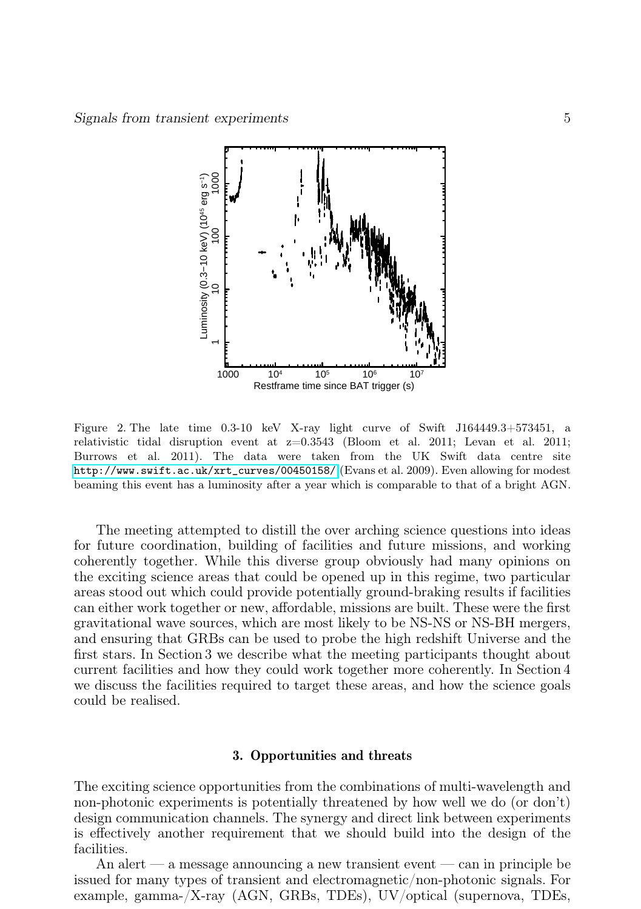Figure 2. The late time 0.3-10 keV X-ray light curve of Swift J164449.3+573451, a relativistic tidal disruption event at z=0.3543 (Bloom et al. 2011; Levan et al. 2011; Burrows et al. 2011). The data were taken from the UK Swift data centre site http://www.swift.ac.uk/xrt_curves/00450158/ (Evans et al. 2009). Even allowing for modest beaming this event has a luminosity after a year which is comparable to that of a bright AGN.

The meeting attempted to distill the over arching science questions into ideas for future coordination, building of facilities and future missions, and working coherently together. While this diverse group obviously had many opinions on the exciting science areas that could be opened up in this regime, two particular areas stood out which could provide potentially ground-braking results if facilities can either work together or new, affordable, missions are built. These were the first gravitational wave sources, which are most likely to be NS-NS or NS-BH mergers, and ensuring that GRBs can be used to probe the high redshift Universe and the first stars. In Section 3 we describe what the meeting participants thought about current facilities and how they could work together more coherently. In Section 4 we discuss the facilities required to target these areas, and how the science goals could be realised.

## 3. Opportunities and threats

The exciting science opportunities from the combinations of multi-wavelength and non-photonic experiments is potentially threatened by how well we do (or don't) design communication channels. The synergy and direct link between experiments is effectively another requirement that we should build into the design of the facilities.

An alert — a message announcing a new transient event — can in principle be issued for many types of transient and electromagnetic/non-photonic signals. For example, gamma-/X-ray (AGN, GRBs, TDEs), UV/optical (supernova, TDEs,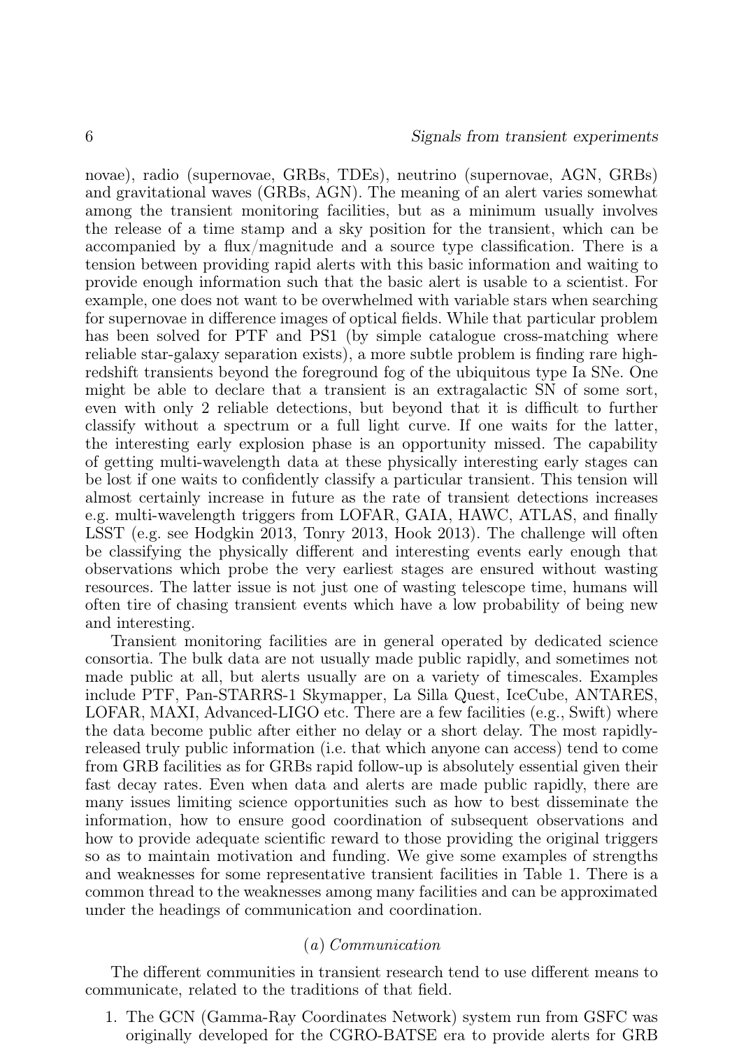novae), radio (supernovae, GRBs, TDEs), neutrino (supernovae, AGN, GRBs) and gravitational waves (GRBs, AGN). The meaning of an alert varies somewhat among the transient monitoring facilities, but as a minimum usually involves the release of a time stamp and a sky position for the transient, which can be accompanied by a flux/magnitude and a source type classification. There is a tension between providing rapid alerts with this basic information and waiting to provide enough information such that the basic alert is usable to a scientist. For example, one does not want to be overwhelmed with variable stars when searching for supernovae in difference images of optical fields. While that particular problem has been solved for PTF and PS1 (by simple catalogue cross-matching where reliable star-galaxy separation exists), a more subtle problem is finding rare high-redshift transients beyond the foreground fog of the ubiquitous type Ia SNe. One might be able to declare that a transient is an extragalactic SN of some sort, even with only 2 reliable detections, but beyond that it is difficult to further classify without a spectrum or a full light curve. If one waits for the latter, the interesting early explosion phase is an opportunity missed. The capability of getting multi-wavelength data at these physically interesting early stages can be lost if one waits to confidently classify a particular transient. This tension will almost certainly increase in future as the rate of transient detections increases e.g. multi-wavelength triggers from LOFAR, GAIA, HAWC, ATLAS, and finally LSST (e.g. see Hodgkin 2013, Tonry 2013, Hook 2013). The challenge will often be classifying the physically different and interesting events early enough that observations which probe the very earliest stages are ensured without wasting resources. The latter issue is not just one of wasting telescope time, humans will often tire of chasing transient events which have a low probability of being new and interesting.

Transient monitoring facilities are in general operated by dedicated science consortia. The bulk data are not usually made public rapidly, and sometimes not made public at all, but alerts usually are on a variety of timescales. Examples include PTF, Pan-STARRS-1 Skymapper, La Silla Quest, IceCube, ANTARES, LOFAR, MAXI, Advanced-LIGO etc. There are a few facilities (e.g., Swift) where the data become public after either no delay or a short delay. The most rapidly-released truly public information (i.e. that which anyone can access) tend to come from GRB facilities as for GRBs rapid follow-up is absolutely essential given their fast decay rates. Even when data and alerts are made public rapidly, there are many issues limiting science opportunities such as how to best disseminate the information, how to ensure good coordination of subsequent observations and how to provide adequate scientific reward to those providing the original triggers so as to maintain motivation and funding. We give some examples of strengths and weaknesses for some representative transient facilities in Table 1. There is a common thread to the weaknesses among many facilities and can be approximated under the headings of communication and coordination.

### (*a*) *Communication*

The different communities in transient research tend to use different means to communicate, related to the traditions of that field.

1. The GCN (Gamma-Ray Coordinates Network) system run from GSFC was originally developed for the CGRO-BATSE era to provide alerts for GRB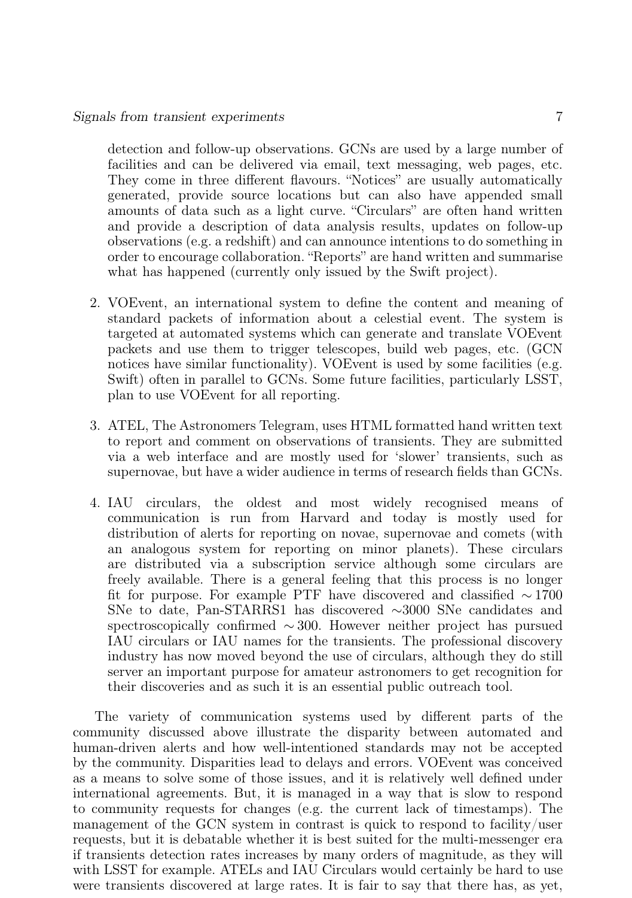detection and follow-up observations. GCNs are used by a large number of facilities and can be delivered via email, text messaging, web pages, etc. They come in three different flavours. "Notices" are usually automatically generated, provide source locations but can also have appended small amounts of data such as a light curve. "Circulars" are often hand written and provide a description of data analysis results, updates on follow-up observations (e.g. a redshift) and can announce intentions to do something in order to encourage collaboration. "Reports" are hand written and summarise what has happened (currently only issued by the Swift project).

2. VOEvent, an international system to define the content and meaning of standard packets of information about a celestial event. The system is targeted at automated systems which can generate and translate VOEvent packets and use them to trigger telescopes, build web pages, etc. (GCN notices have similar functionality). VOEvent is used by some facilities (e.g. Swift) often in parallel to GCNs. Some future facilities, particularly LSST, plan to use VOEvent for all reporting.

3. ATEL, The Astronomers Telegram, uses HTML formatted hand written text to report and comment on observations of transients. They are submitted via a web interface and are mostly used for 'slower' transients, such as supernovae, but have a wider audience in terms of research fields than GCNs.

4. IAU circulars, the oldest and most widely recognised means of communication is run from Harvard and today is mostly used for distribution of alerts for reporting on novae, supernovae and comets (with an analogous system for reporting on minor planets). These circulars are distributed via a subscription service although some circulars are freely available. There is a general feeling that this process is no longer fit for purpose. For example PTF have discovered and classified $\sim 1700$ SNe to date, Pan-STARRS1 has discovered $\sim$3000 SNe candidates and spectroscopically confirmed $\sim 300$. However neither project has pursued IAU circulars or IAU names for the transients. The professional discovery industry has now moved beyond the use of circulars, although they do still server an important purpose for amateur astronomers to get recognition for their discoveries and as such it is an essential public outreach tool.

The variety of communication systems used by different parts of the community discussed above illustrate the disparity between automated and human-driven alerts and how well-intentioned standards may not be accepted by the community. Disparities lead to delays and errors. VOEvent was conceived as a means to solve some of those issues, and it is relatively well defined under international agreements. But, it is managed in a way that is slow to respond to community requests for changes (e.g. the current lack of timestamps). The management of the GCN system in contrast is quick to respond to facility/user requests, but it is debatable whether it is best suited for the multi-messenger era if transients detection rates increases by many orders of magnitude, as they will with LSST for example. ATELs and IAU Circulars would certainly be hard to use were transients discovered at large rates. It is fair to say that there has, as yet,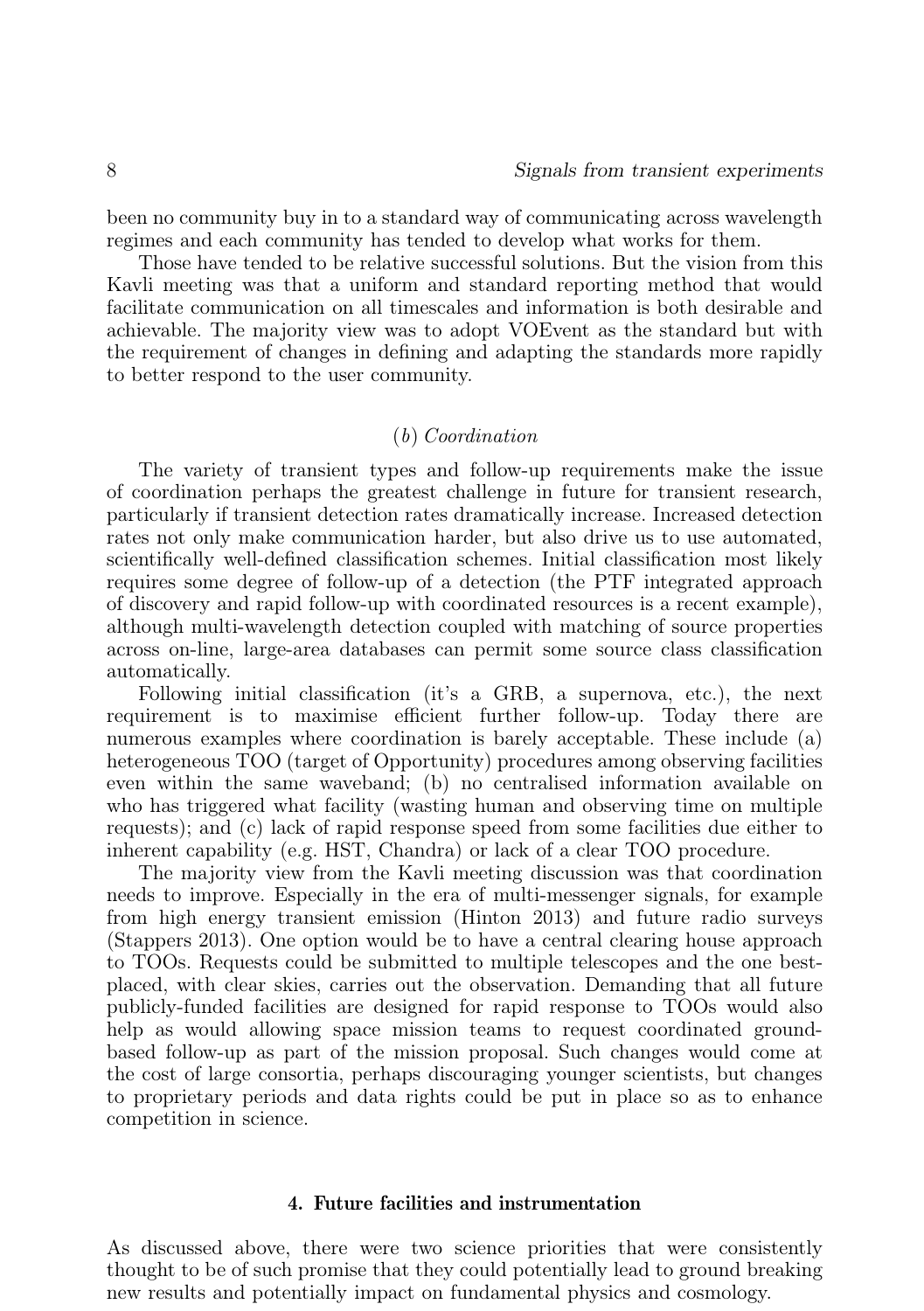been no community buy in to a standard way of communicating across wavelength regimes and each community has tended to develop what works for them.

Those have tended to be relative successful solutions. But the vision from this Kavli meeting was that a uniform and standard reporting method that would facilitate communication on all timescales and information is both desirable and achievable. The majority view was to adopt VOEvent as the standard but with the requirement of changes in defining and adapting the standards more rapidly to better respond to the user community.

### (*b*) *Coordination*

The variety of transient types and follow-up requirements make the issue of coordination perhaps the greatest challenge in future for transient research, particularly if transient detection rates dramatically increase. Increased detection rates not only make communication harder, but also drive us to use automated, scientifically well-defined classification schemes. Initial classification most likely requires some degree of follow-up of a detection (the PTF integrated approach of discovery and rapid follow-up with coordinated resources is a recent example), although multi-wavelength detection coupled with matching of source properties across on-line, large-area databases can permit some source class classification automatically.

Following initial classification (it's a GRB, a supernova, etc.), the next requirement is to maximise efficient further follow-up. Today there are numerous examples where coordination is barely acceptable. These include (a) heterogeneous TOO (target of Opportunity) procedures among observing facilities even within the same waveband; (b) no centralised information available on who has triggered what facility (wasting human and observing time on multiple requests); and (c) lack of rapid response speed from some facilities due either to inherent capability (e.g. HST, Chandra) or lack of a clear TOO procedure.

The majority view from the Kavli meeting discussion was that coordination needs to improve. Especially in the era of multi-messenger signals, for example from high energy transient emission (Hinton 2013) and future radio surveys (Stappers 2013). One option would be to have a central clearing house approach to TOOs. Requests could be submitted to multiple telescopes and the one best-placed, with clear skies, carries out the observation. Demanding that all future publicly-funded facilities are designed for rapid response to TOOs would also help as would allowing space mission teams to request coordinated ground-based follow-up as part of the mission proposal. Such changes would come at the cost of large consortia, perhaps discouraging younger scientists, but changes to proprietary periods and data rights could be put in place so as to enhance competition in science.

## 4. Future facilities and instrumentation

As discussed above, there were two science priorities that were consistently thought to be of such promise that they could potentially lead to ground breaking new results and potentially impact on fundamental physics and cosmology.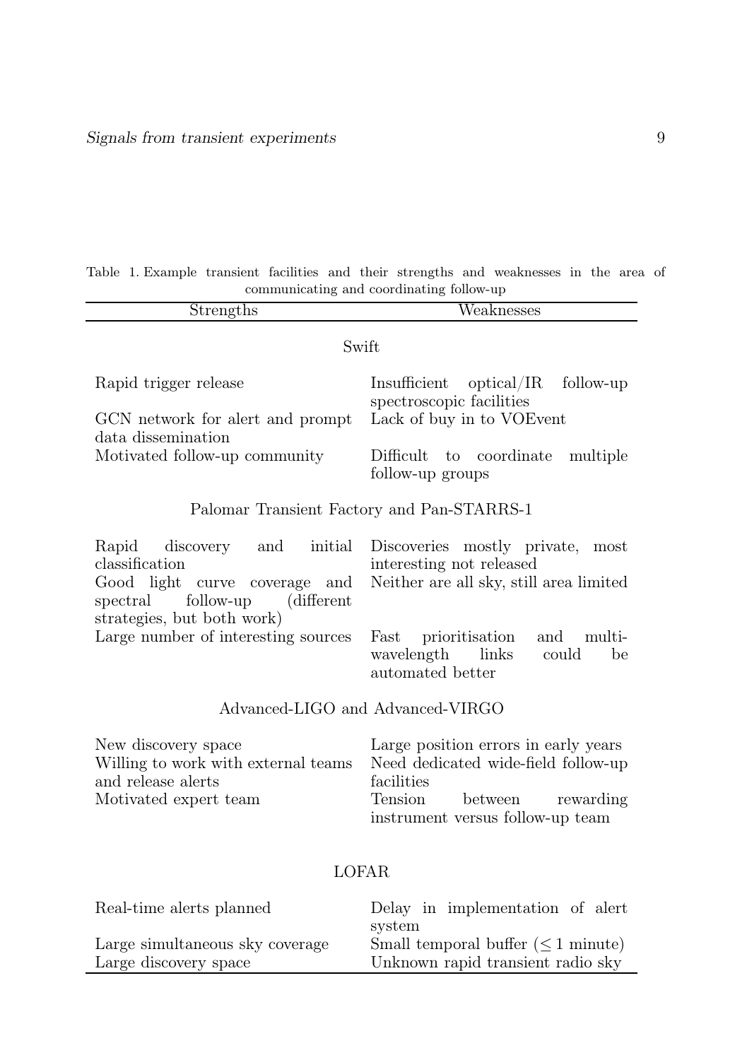Table 1. Example transient facilities and their strengths and weaknesses in the area of communicating and coordinating follow-up

| Strengths | Weaknesses |
| --- | --- |
| **Swift** | |
| Rapid trigger release | Insufficient optical/IR follow-up spectroscopic facilities |
| GCN network for alert and prompt data dissemination | Lack of buy in to VOEvent |
| Motivated follow-up community | Difficult to coordinate multiple follow-up groups |
| **Palomar Transient Factory and Pan-STARRS-1** | |
| Rapid discovery and initial classification | Discoveries mostly private, most interesting not released |
| Good light curve coverage and spectral follow-up (different strategies, but both work) | Neither are all sky, still area limited |
| Large number of interesting sources | Fast prioritisation and multi-wavelength links could be automated better |
| **Advanced-LIGO and Advanced-VIRGO** | |
| New discovery space | Large position errors in early years |
| Willing to work with external teams and release alerts | Need dedicated wide-field follow-up facilities |
| Motivated expert team | Tension between rewarding instrument versus follow-up team |
| **LOFAR** | |
| Real-time alerts planned | Delay in implementation of alert system |
| Large simultaneous sky coverage | Small temporal buffer ($\leq 1$ minute) |
| Large discovery space | Unknown rapid transient radio sky |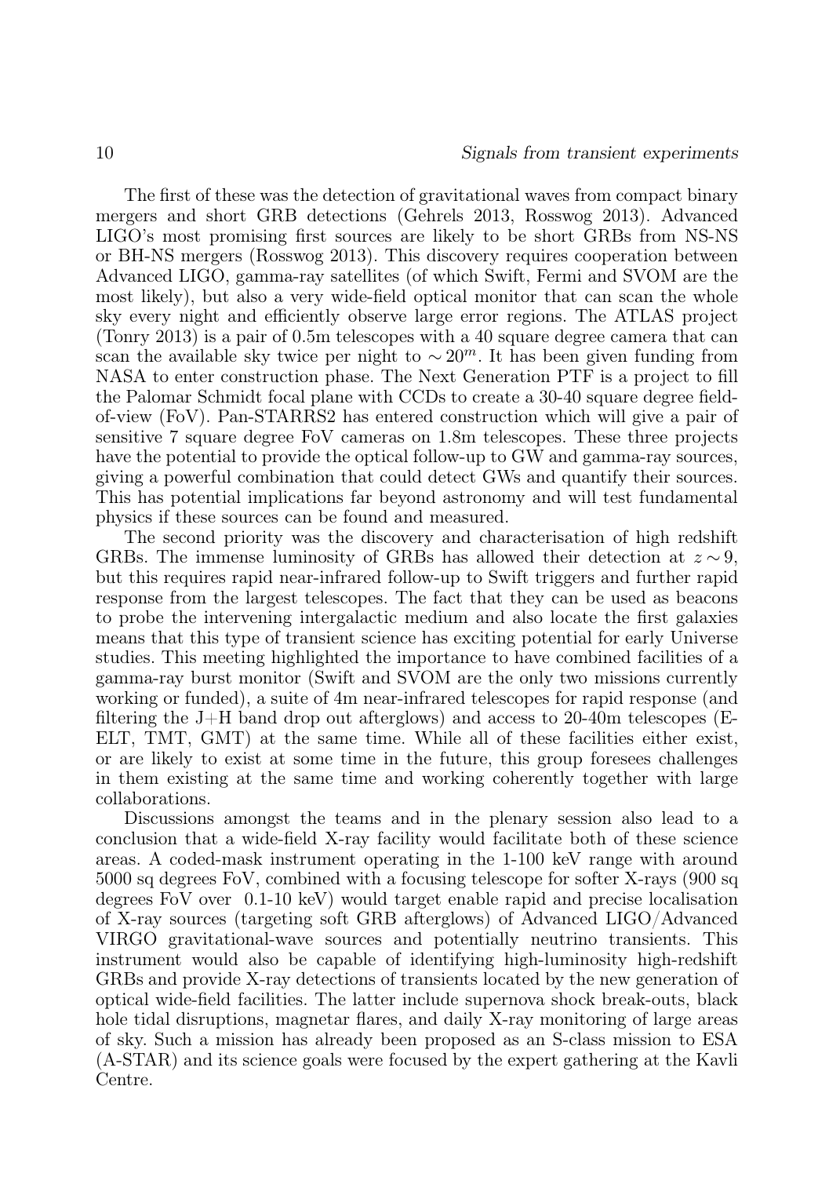The first of these was the detection of gravitational waves from compact binary mergers and short GRB detections (Gehrels 2013, Rosswog 2013). Advanced LIGO's most promising first sources are likely to be short GRBs from NS-NS or BH-NS mergers (Rosswog 2013). This discovery requires cooperation between Advanced LIGO, gamma-ray satellites (of which Swift, Fermi and SVOM are the most likely), but also a very wide-field optical monitor that can scan the whole sky every night and efficiently observe large error regions. The ATLAS project (Tonry 2013) is a pair of 0.5m telescopes with a 40 square degree camera that can scan the available sky twice per night to $\sim 20^m$. It has been given funding from NASA to enter construction phase. The Next Generation PTF is a project to fill the Palomar Schmidt focal plane with CCDs to create a 30-40 square degree field-of-view (FoV). Pan-STARRS2 has entered construction which will give a pair of sensitive 7 square degree FoV cameras on 1.8m telescopes. These three projects have the potential to provide the optical follow-up to GW and gamma-ray sources, giving a powerful combination that could detect GWs and quantify their sources. This has potential implications far beyond astronomy and will test fundamental physics if these sources can be found and measured.

The second priority was the discovery and characterisation of high redshift GRBs. The immense luminosity of GRBs has allowed their detection at $z \sim 9$, but this requires rapid near-infrared follow-up to Swift triggers and further rapid response from the largest telescopes. The fact that they can be used as beacons to probe the intervening intergalactic medium and also locate the first galaxies means that this type of transient science has exciting potential for early Universe studies. This meeting highlighted the importance to have combined facilities of a gamma-ray burst monitor (Swift and SVOM are the only two missions currently working or funded), a suite of 4m near-infrared telescopes for rapid response (and filtering the J+H band drop out afterglows) and access to 20-40m telescopes (E-ELT, TMT, GMT) at the same time. While all of these facilities either exist, or are likely to exist at some time in the future, this group foresees challenges in them existing at the same time and working coherently together with large collaborations.

Discussions amongst the teams and in the plenary session also lead to a conclusion that a wide-field X-ray facility would facilitate both of these science areas. A coded-mask instrument operating in the 1-100 keV range with around 5000 sq degrees FoV, combined with a focusing telescope for softer X-rays (900 sq degrees FoV over 0.1-10 keV) would target enable rapid and precise localisation of X-ray sources (targeting soft GRB afterglows) of Advanced LIGO/Advanced VIRGO gravitational-wave sources and potentially neutrino transients. This instrument would also be capable of identifying high-luminosity high-redshift GRBs and provide X-ray detections of transients located by the new generation of optical wide-field facilities. The latter include supernova shock break-outs, black hole tidal disruptions, magnetar flares, and daily X-ray monitoring of large areas of sky. Such a mission has already been proposed as an S-class mission to ESA (A-STAR) and its science goals were focused by the expert gathering at the Kavli Centre.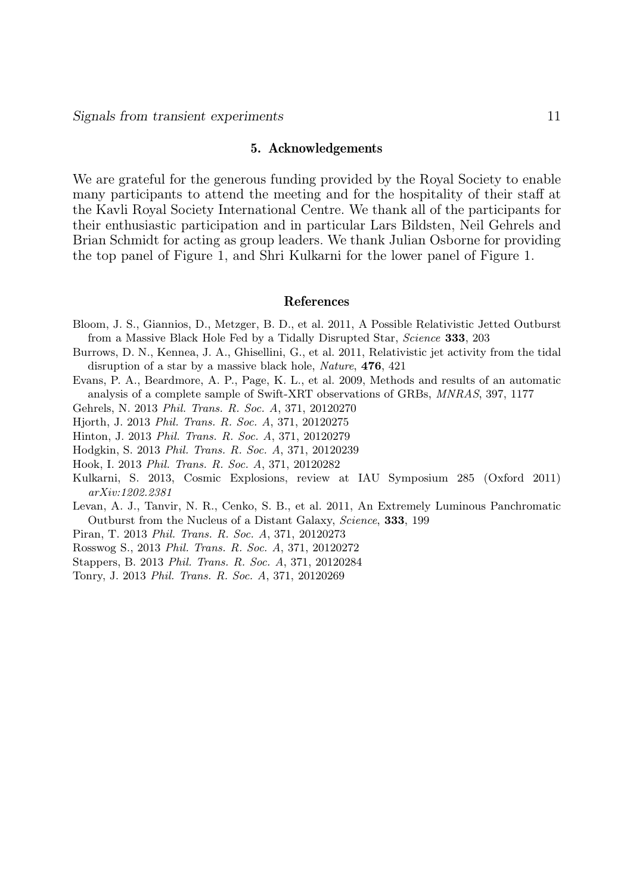## 5. Acknowledgements

We are grateful for the generous funding provided by the Royal Society to enable many participants to attend the meeting and for the hospitality of their staff at the Kavli Royal Society International Centre. We thank all of the participants for their enthusiastic participation and in particular Lars Bildsten, Neil Gehrels and Brian Schmidt for acting as group leaders. We thank Julian Osborne for providing the top panel of Figure 1, and Shri Kulkarni for the lower panel of Figure 1.

## References

Bloom, J. S., Giannios, D., Metzger, B. D., et al. 2011, A Possible Relativistic Jetted Outburst from a Massive Black Hole Fed by a Tidally Disrupted Star, *Science* **333**, 203

Burrows, D. N., Kennea, J. A., Ghisellini, G., et al. 2011, Relativistic jet activity from the tidal disruption of a star by a massive black hole, *Nature*, **476**, 421

Evans, P. A., Beardmore, A. P., Page, K. L., et al. 2009, Methods and results of an automatic analysis of a complete sample of Swift-XRT observations of GRBs, *MNRAS*, 397, 1177

Gehrels, N. 2013 *Phil. Trans. R. Soc. A*, 371, 20120270

Hjorth, J. 2013 *Phil. Trans. R. Soc. A*, 371, 20120275

Hinton, J. 2013 *Phil. Trans. R. Soc. A*, 371, 20120279

Hodgkin, S. 2013 *Phil. Trans. R. Soc. A*, 371, 20120239

Hook, I. 2013 *Phil. Trans. R. Soc. A*, 371, 20120282

Kulkarni, S. 2013, Cosmic Explosions, review at IAU Symposium 285 (Oxford 2011) *arXiv:1202.2381*

Levan, A. J., Tanvir, N. R., Cenko, S. B., et al. 2011, An Extremely Luminous Panchromatic Outburst from the Nucleus of a Distant Galaxy, *Science*, **333**, 199

Piran, T. 2013 *Phil. Trans. R. Soc. A*, 371, 20120273

Rosswog S., 2013 *Phil. Trans. R. Soc. A*, 371, 20120272

Stappers, B. 2013 *Phil. Trans. R. Soc. A*, 371, 20120284

Tonry, J. 2013 *Phil. Trans. R. Soc. A*, 371, 20120269